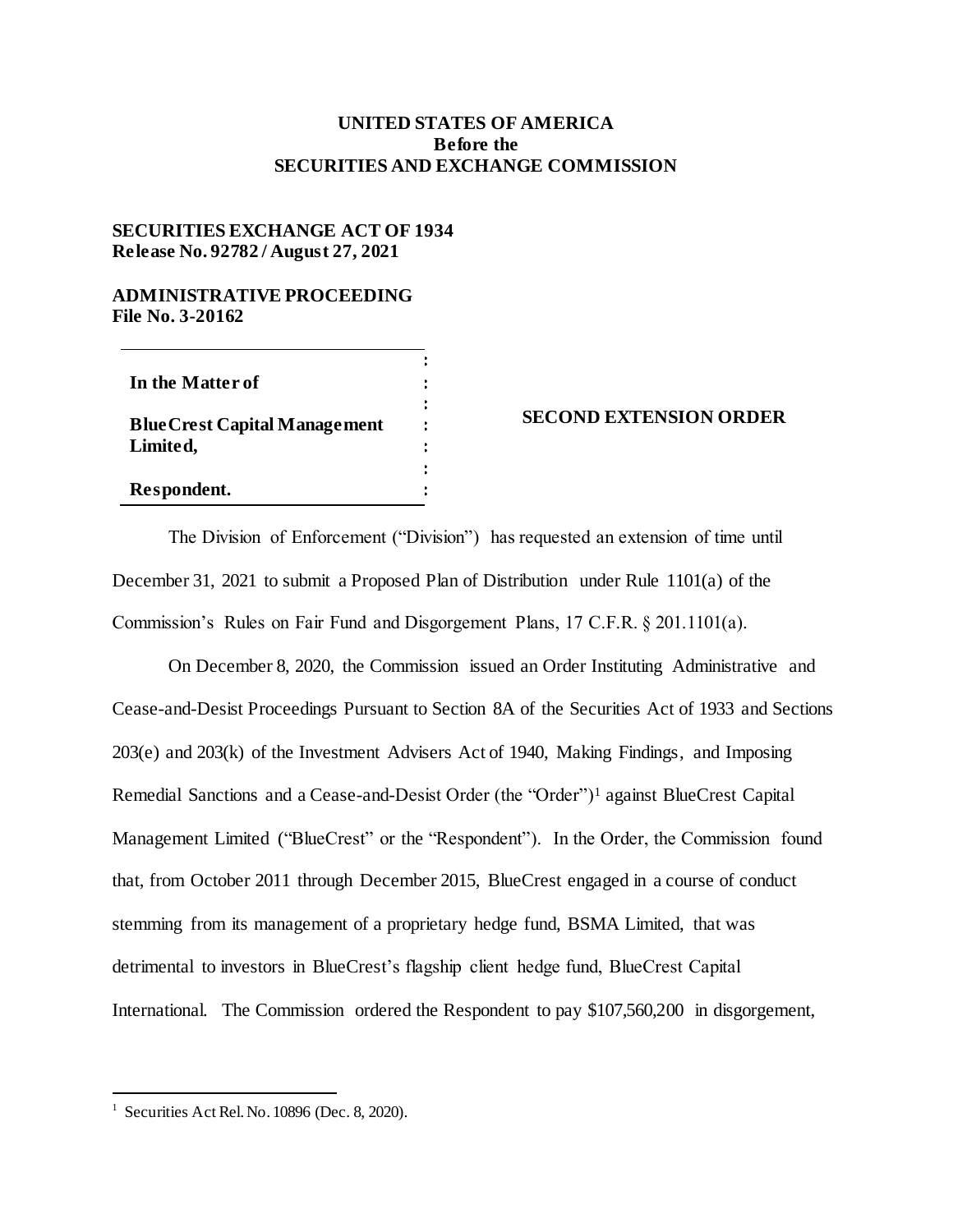**UNITED STATES OF AMERICA**
**Before the**
**SECURITIES AND EXCHANGE COMMISSION**

**SECURITIES EXCHANGE ACT OF 1934**
**Release No. 92782 / August 27, 2021**

**ADMINISTRATIVE PROCEEDING**
**File No. 3-20162**

| | |
|---|---|
| **In the Matter of** <br><br> **BlueCrest Capital Management Limited,** <br><br> **Respondent.** | **SECOND EXTENSION ORDER** |

The Division of Enforcement ("Division") has requested an extension of time until December 31, 2021 to submit a Proposed Plan of Distribution under Rule 1101(a) of the Commission's Rules on Fair Fund and Disgorgement Plans, 17 C.F.R. § 201.1101(a).

On December 8, 2020, the Commission issued an Order Instituting Administrative and Cease-and-Desist Proceedings Pursuant to Section 8A of the Securities Act of 1933 and Sections 203(e) and 203(k) of the Investment Advisers Act of 1940, Making Findings, and Imposing Remedial Sanctions and a Cease-and-Desist Order (the "Order")[1] against BlueCrest Capital Management Limited ("BlueCrest" or the "Respondent"). In the Order, the Commission found that, from October 2011 through December 2015, BlueCrest engaged in a course of conduct stemming from its management of a proprietary hedge fund, BSMA Limited, that was detrimental to investors in BlueCrest's flagship client hedge fund, BlueCrest Capital International. The Commission ordered the Respondent to pay $107,560,200 in disgorgement,

---

[1] Securities Act Rel. No. 10896 (Dec. 8, 2020).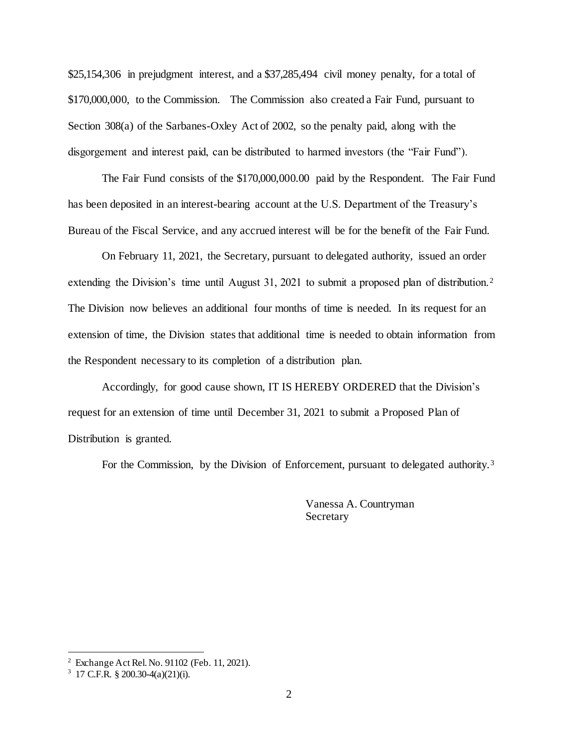$25,154,306 in prejudgment interest, and a $37,285,494 civil money penalty, for a total of $170,000,000, to the Commission. The Commission also created a Fair Fund, pursuant to Section 308(a) of the Sarbanes-Oxley Act of 2002, so the penalty paid, along with the disgorgement and interest paid, can be distributed to harmed investors (the "Fair Fund").

The Fair Fund consists of the $170,000,000.00 paid by the Respondent. The Fair Fund has been deposited in an interest-bearing account at the U.S. Department of the Treasury's Bureau of the Fiscal Service, and any accrued interest will be for the benefit of the Fair Fund.

On February 11, 2021, the Secretary, pursuant to delegated authority, issued an order extending the Division's time until August 31, 2021 to submit a proposed plan of distribution.[2] The Division now believes an additional four months of time is needed. In its request for an extension of time, the Division states that additional time is needed to obtain information from the Respondent necessary to its completion of a distribution plan.

Accordingly, for good cause shown, IT IS HEREBY ORDERED that the Division's request for an extension of time until December 31, 2021 to submit a Proposed Plan of Distribution is granted.

For the Commission, by the Division of Enforcement, pursuant to delegated authority.[3]

Vanessa A. Countryman
Secretary

---

[2] Exchange Act Rel. No. 91102 (Feb. 11, 2021).

[3] 17 C.F.R. § 200.30-4(a)(21)(i).